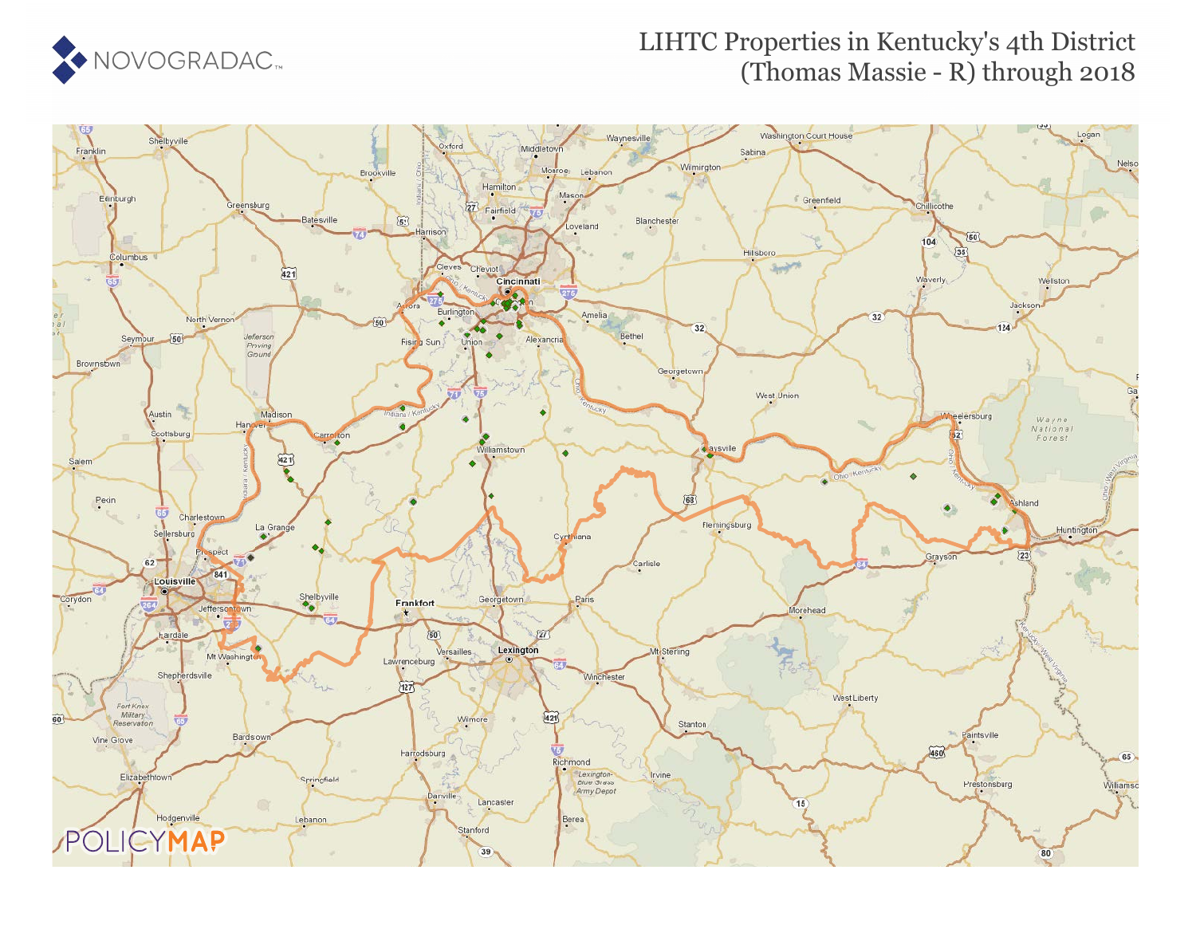# LIHTC Properties in Kentucky's 4th District (Thomas Massie - R) through 2018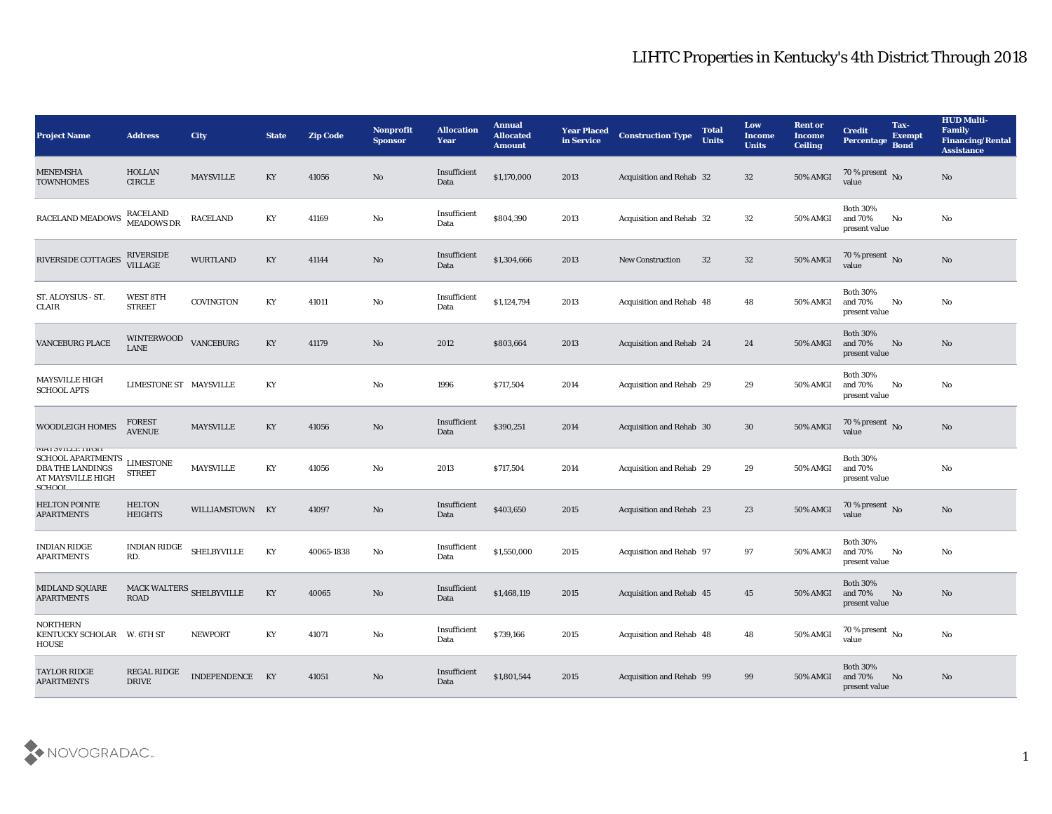# LIHTC Properties in Kentucky's 4th District Through 2018

| Project Name | Address | City | State | Zip Code | Nonprofit Sponsor | Allocation Year | Annual Allocated Amount | Year Placed in Service | Construction Type | Total Units | Low Income Units | Rent or Income Ceiling | Credit Percentage | Tax-Exempt Bond | HUD Multi-Family Financing/Rental Assistance |
|---|---|---|---|---|---|---|---|---|---|---|---|---|---|---|---|
| MENEMSHA TOWNHOMES | HOLLAN CIRCLE | MAYSVILLE | KY | 41056 | No | Insufficient Data | $1,170,000 | 2013 | Acquisition and Rehab | 32 | 32 | 50% AMGI | 70 % present value | No | No |
| RACELAND MEADOWS | RACELAND MEADOWS DR | RACELAND | KY | 41169 | No | Insufficient Data | $804,390 | 2013 | Acquisition and Rehab | 32 | 32 | 50% AMGI | Both 30% and 70% present value | No | No |
| RIVERSIDE COTTAGES | RIVERSIDE VILLAGE | WURTLAND | KY | 41144 | No | Insufficient Data | $1,304,666 | 2013 | New Construction | 32 | 32 | 50% AMGI | 70 % present value | No | No |
| ST. ALOYSIUS - ST. CLAIR | WEST 8TH STREET | COVINGTON | KY | 41011 | No | Insufficient Data | $1,124,794 | 2013 | Acquisition and Rehab | 48 | 48 | 50% AMGI | Both 30% and 70% present value | No | No |
| VANCEBURG PLACE | WINTERWOOD LANE | VANCEBURG | KY | 41179 | No | 2012 | $803,664 | 2013 | Acquisition and Rehab | 24 | 24 | 50% AMGI | Both 30% and 70% present value | No | No |
| MAYSVILLE HIGH SCHOOL APTS | LIMESTONE ST | MAYSVILLE | KY | | No | 1996 | $717,504 | 2014 | Acquisition and Rehab | 29 | 29 | 50% AMGI | Both 30% and 70% present value | No | No |
| WOODLEIGH HOMES | FOREST AVENUE | MAYSVILLE | KY | 41056 | No | Insufficient Data | $390,251 | 2014 | Acquisition and Rehab | 30 | 30 | 50% AMGI | 70 % present value | No | No |
| MAYSVILLE HIGH SCHOOL APARTMENTS DBA THE LANDINGS AT MAYSVILLE HIGH SCHOOL | LIMESTONE STREET | MAYSVILLE | KY | 41056 | No | 2013 | $717,504 | 2014 | Acquisition and Rehab | 29 | 29 | 50% AMGI | Both 30% and 70% present value | | No |
| HELTON POINTE APARTMENTS | HELTON HEIGHTS | WILLIAMSTOWN | KY | 41097 | No | Insufficient Data | $403,650 | 2015 | Acquisition and Rehab | 23 | 23 | 50% AMGI | 70 % present value | No | No |
| INDIAN RIDGE APARTMENTS | INDIAN RIDGE RD. | SHELBYVILLE | KY | 40065-1838 | No | Insufficient Data | $1,550,000 | 2015 | Acquisition and Rehab | 97 | 97 | 50% AMGI | Both 30% and 70% present value | No | No |
| MIDLAND SQUARE APARTMENTS | MACK WALTERS ROAD | SHELBYVILLE | KY | 40065 | No | Insufficient Data | $1,468,119 | 2015 | Acquisition and Rehab | 45 | 45 | 50% AMGI | Both 30% and 70% present value | No | No |
| NORTHERN KENTUCKY SCHOLAR HOUSE | W. 6TH ST | NEWPORT | KY | 41071 | No | Insufficient Data | $739,166 | 2015 | Acquisition and Rehab | 48 | 48 | 50% AMGI | 70 % present value | No | No |
| TAYLOR RIDGE APARTMENTS | REGAL RIDGE DRIVE | INDEPENDENCE | KY | 41051 | No | Insufficient Data | $1,801,544 | 2015 | Acquisition and Rehab | 99 | 99 | 50% AMGI | Both 30% and 70% present value | No | No |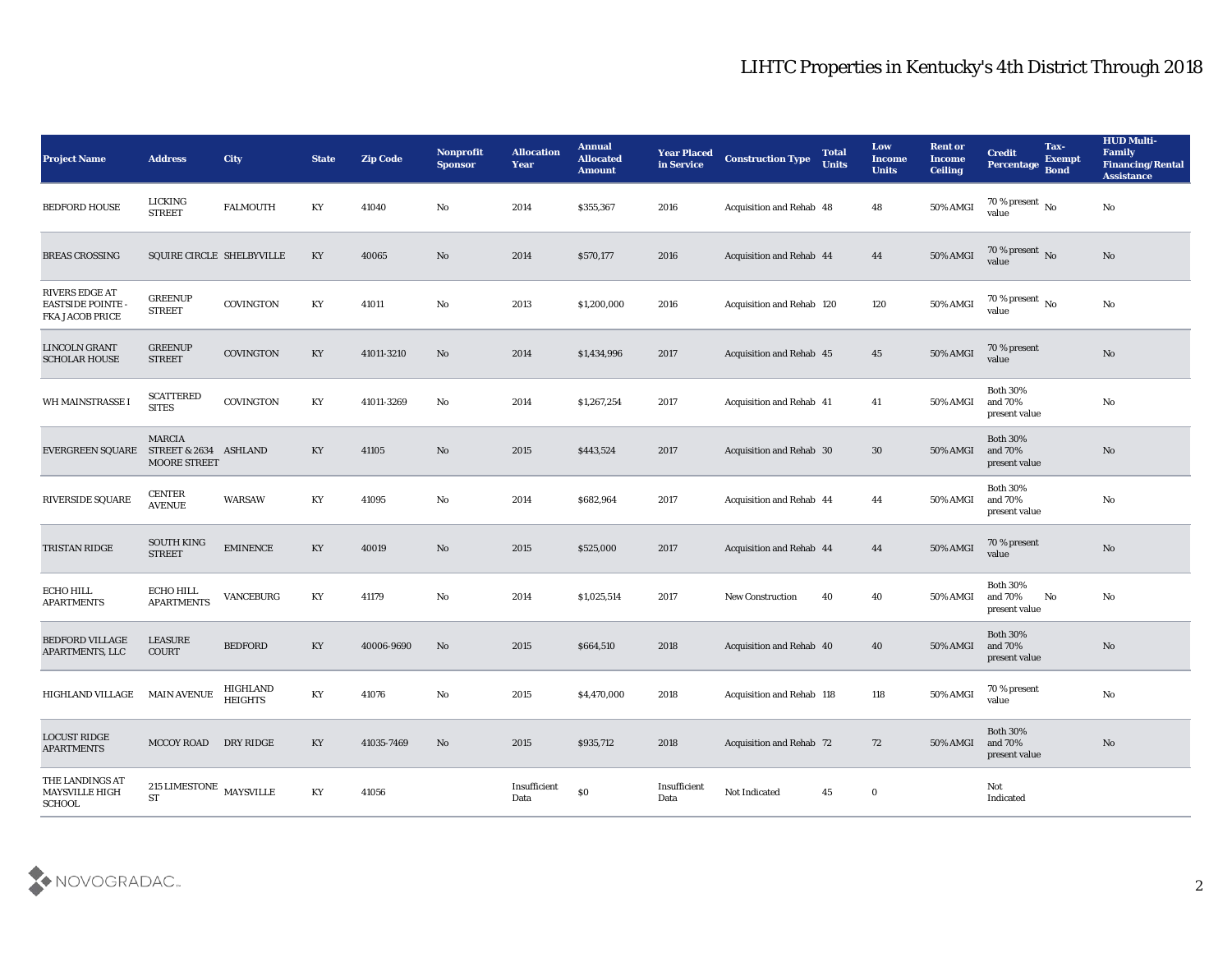# LIHTC Properties in Kentucky's 4th District Through 2018

| Project Name | Address | City | State | Zip Code | Nonprofit Sponsor | Allocation Year | Annual Allocated Amount | Year Placed in Service | Construction Type | Total Units | Low Income Units | Rent or Income Ceiling | Credit Percentage | Tax-Exempt Bond | HUD Multi-Family Financing/Rental Assistance |
|---|---|---|---|---|---|---|---|---|---|---|---|---|---|---|---|
| BEDFORD HOUSE | LICKING STREET | FALMOUTH | KY | 41040 | No | 2014 | $355,367 | 2016 | Acquisition and Rehab | 48 | 48 | 50% AMGI | 70 % present value | No | No |
| BREAS CROSSING | SQUIRE CIRCLE | SHELBYVILLE | KY | 40065 | No | 2014 | $570,177 | 2016 | Acquisition and Rehab | 44 | 44 | 50% AMGI | 70 % present value | No | No |
| RIVERS EDGE AT EASTSIDE POINTE - FKA JACOB PRICE | GREENUP STREET | COVINGTON | KY | 41011 | No | 2013 | $1,200,000 | 2016 | Acquisition and Rehab | 120 | 120 | 50% AMGI | 70 % present value | No | No |
| LINCOLN GRANT SCHOLAR HOUSE | GREENUP STREET | COVINGTON | KY | 41011-3210 | No | 2014 | $1,434,996 | 2017 | Acquisition and Rehab | 45 | 45 | 50% AMGI | 70 % present value | | No |
| WH MAINSTRASSE I | SCATTERED SITES | COVINGTON | KY | 41011-3269 | No | 2014 | $1,267,254 | 2017 | Acquisition and Rehab | 41 | 41 | 50% AMGI | Both 30% and 70% present value | | No |
| EVERGREEN SQUARE | MARCIA STREET & 2634 MOORE STREET | ASHLAND | KY | 41105 | No | 2015 | $443,524 | 2017 | Acquisition and Rehab | 30 | 30 | 50% AMGI | Both 30% and 70% present value | | No |
| RIVERSIDE SQUARE | CENTER AVENUE | WARSAW | KY | 41095 | No | 2014 | $682,964 | 2017 | Acquisition and Rehab | 44 | 44 | 50% AMGI | Both 30% and 70% present value | | No |
| TRISTAN RIDGE | SOUTH KING STREET | EMINENCE | KY | 40019 | No | 2015 | $525,000 | 2017 | Acquisition and Rehab | 44 | 44 | 50% AMGI | 70 % present value | | No |
| ECHO HILL APARTMENTS | ECHO HILL APARTMENTS | VANCEBURG | KY | 41179 | No | 2014 | $1,025,514 | 2017 | New Construction | 40 | 40 | 50% AMGI | Both 30% and 70% present value | No | No |
| BEDFORD VILLAGE APARTMENTS, LLC | LEASURE COURT | BEDFORD | KY | 40006-9690 | No | 2015 | $664,510 | 2018 | Acquisition and Rehab | 40 | 40 | 50% AMGI | Both 30% and 70% present value | | No |
| HIGHLAND VILLAGE | MAIN AVENUE | HIGHLAND HEIGHTS | KY | 41076 | No | 2015 | $4,470,000 | 2018 | Acquisition and Rehab | 118 | 118 | 50% AMGI | 70 % present value | | No |
| LOCUST RIDGE APARTMENTS | MCCOY ROAD | DRY RIDGE | KY | 41035-7469 | No | 2015 | $935,712 | 2018 | Acquisition and Rehab | 72 | 72 | 50% AMGI | Both 30% and 70% present value | | No |
| THE LANDINGS AT MAYSVILLE HIGH SCHOOL | 215 LIMESTONE ST | MAYSVILLE | KY | 41056 | | Insufficient Data | $0 | Insufficient Data | Not Indicated | 45 | 0 | | Not Indicated | | |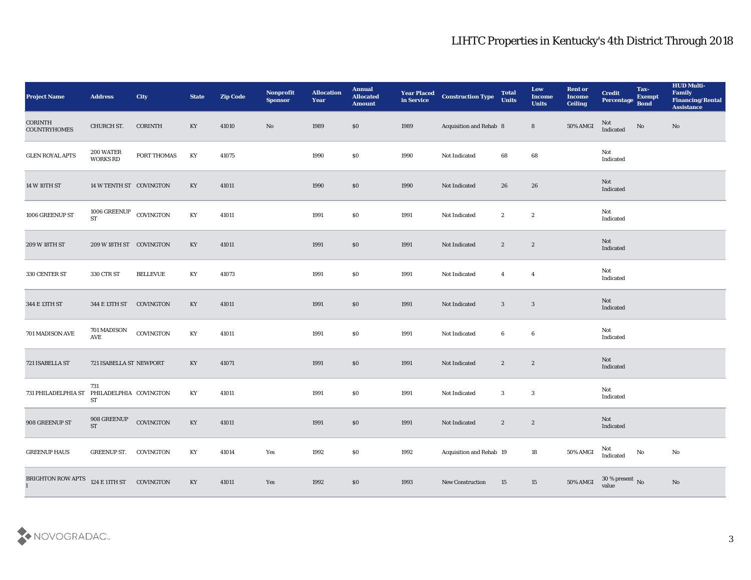# LIHTC Properties in Kentucky's 4th District Through 2018

| Project Name | Address | City | State | Zip Code | Nonprofit Sponsor | Allocation Year | Annual Allocated Amount | Year Placed in Service | Construction Type | Total Units | Low Income Units | Rent or Income Ceiling | Credit Percentage | Tax-Exempt Bond | HUD Multi-Family Financing/Rental Assistance |
|---|---|---|---|---|---|---|---|---|---|---|---|---|---|---|---|
| CORINTH COUNTRYHOMES | CHURCH ST. | CORINTH | KY | 41010 | No | 1989 | $0 | 1989 | Acquisition and Rehab | 8 | 8 | 50% AMGI | Not Indicated | No | No |
| GLEN ROYAL APTS | 200 WATER WORKS RD | FORT THOMAS | KY | 41075 | | 1990 | $0 | 1990 | Not Indicated | 68 | 68 | | Not Indicated | | |
| 14 W 10TH ST | 14 W TENTH ST | COVINGTON | KY | 41011 | | 1990 | $0 | 1990 | Not Indicated | 26 | 26 | | Not Indicated | | |
| 1006 GREENUP ST | 1006 GREENUP ST | COVINGTON | KY | 41011 | | 1991 | $0 | 1991 | Not Indicated | 2 | 2 | | Not Indicated | | |
| 209 W 18TH ST | 209 W 18TH ST | COVINGTON | KY | 41011 | | 1991 | $0 | 1991 | Not Indicated | 2 | 2 | | Not Indicated | | |
| 330 CENTER ST | 330 CTR ST | BELLEVUE | KY | 41073 | | 1991 | $0 | 1991 | Not Indicated | 4 | 4 | | Not Indicated | | |
| 344 E 13TH ST | 344 E 13TH ST | COVINGTON | KY | 41011 | | 1991 | $0 | 1991 | Not Indicated | 3 | 3 | | Not Indicated | | |
| 701 MADISON AVE | 701 MADISON AVE | COVINGTON | KY | 41011 | | 1991 | $0 | 1991 | Not Indicated | 6 | 6 | | Not Indicated | | |
| 721 ISABELLA ST | 721 ISABELLA ST | NEWPORT | KY | 41071 | | 1991 | $0 | 1991 | Not Indicated | 2 | 2 | | Not Indicated | | |
| 731 PHILADELPHIA ST | 731 PHILADELPHIA ST | COVINGTON | KY | 41011 | | 1991 | $0 | 1991 | Not Indicated | 3 | 3 | | Not Indicated | | |
| 908 GREENUP ST | 908 GREENUP ST | COVINGTON | KY | 41011 | | 1991 | $0 | 1991 | Not Indicated | 2 | 2 | | Not Indicated | | |
| GREENUP HAUS | GREENUP ST. | COVINGTON | KY | 41014 | Yes | 1992 | $0 | 1992 | Acquisition and Rehab | 19 | 18 | 50% AMGI | Not Indicated | No | No |
| BRIGHTON ROW APTS I | 124 E 11TH ST | COVINGTON | KY | 41011 | Yes | 1992 | $0 | 1993 | New Construction | 15 | 15 | 50% AMGI | 30 % present value | No | No |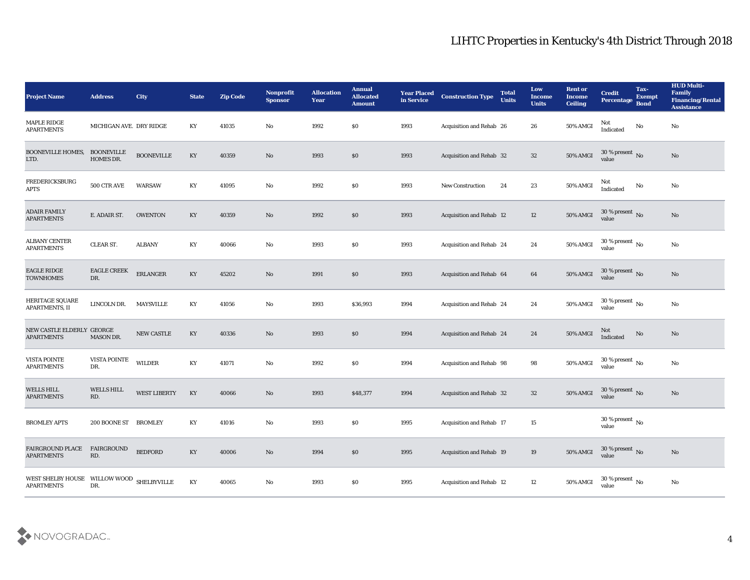# LIHTC Properties in Kentucky's 4th District Through 2018

| Project Name | Address | City | State | Zip Code | Nonprofit Sponsor | Allocation Year | Annual Allocated Amount | Year Placed in Service | Construction Type | Total Units | Low Income Units | Rent or Income Ceiling | Credit Percentage | Tax-Exempt Bond | HUD Multi-Family Financing/Rental Assistance |
|---|---|---|---|---|---|---|---|---|---|---|---|---|---|---|---|
| MAPLE RIDGE APARTMENTS | MICHIGAN AVE. | DRY RIDGE | KY | 41035 | No | 1992 | $0 | 1993 | Acquisition and Rehab | 26 | 26 | 50% AMGI | Not Indicated | No | No |
| BOONEVILLE HOMES, LTD. | BOONEVILLE HOMES DR. | BOONEVILLE | KY | 40359 | No | 1993 | $0 | 1993 | Acquisition and Rehab | 32 | 32 | 50% AMGI | 30 % present value | No | No |
| FREDERICKSBURG APTS | 500 CTR AVE | WARSAW | KY | 41095 | No | 1992 | $0 | 1993 | New Construction | 24 | 23 | 50% AMGI | Not Indicated | No | No |
| ADAIR FAMILY APARTMENTS | E. ADAIR ST. | OWENTON | KY | 40359 | No | 1992 | $0 | 1993 | Acquisition and Rehab | 12 | 12 | 50% AMGI | 30 % present value | No | No |
| ALBANY CENTER APARTMENTS | CLEAR ST. | ALBANY | KY | 40066 | No | 1993 | $0 | 1993 | Acquisition and Rehab | 24 | 24 | 50% AMGI | 30 % present value | No | No |
| EAGLE RIDGE TOWNHOMES | EAGLE CREEK DR. | ERLANGER | KY | 45202 | No | 1991 | $0 | 1993 | Acquisition and Rehab | 64 | 64 | 50% AMGI | 30 % present value | No | No |
| HERITAGE SQUARE APARTMENTS, II | LINCOLN DR. | MAYSVILLE | KY | 41056 | No | 1993 | $36,993 | 1994 | Acquisition and Rehab | 24 | 24 | 50% AMGI | 30 % present value | No | No |
| NEW CASTLE ELDERLY APARTMENTS | GEORGE MASON DR. | NEW CASTLE | KY | 40336 | No | 1993 | $0 | 1994 | Acquisition and Rehab | 24 | 24 | 50% AMGI | Not Indicated | No | No |
| VISTA POINTE APARTMENTS | VISTA POINTE DR. | WILDER | KY | 41071 | No | 1992 | $0 | 1994 | Acquisition and Rehab | 98 | 98 | 50% AMGI | 30 % present value | No | No |
| WELLS HILL APARTMENTS | WELLS HILL RD. | WEST LIBERTY | KY | 40066 | No | 1993 | $48,377 | 1994 | Acquisition and Rehab | 32 | 32 | 50% AMGI | 30 % present value | No | No |
| BROMLEY APTS | 200 BOONE ST | BROMLEY | KY | 41016 | No | 1993 | $0 | 1995 | Acquisition and Rehab | 17 | 15 | | 30 % present value | No | |
| FAIRGROUND PLACE APARTMENTS | FAIRGROUND RD. | BEDFORD | KY | 40006 | No | 1994 | $0 | 1995 | Acquisition and Rehab | 19 | 19 | 50% AMGI | 30 % present value | No | No |
| WEST SHELBY HOUSE APARTMENTS | WILLOW WOOD DR. | SHELBYVILLE | KY | 40065 | No | 1993 | $0 | 1995 | Acquisition and Rehab | 12 | 12 | 50% AMGI | 30 % present value | No | No |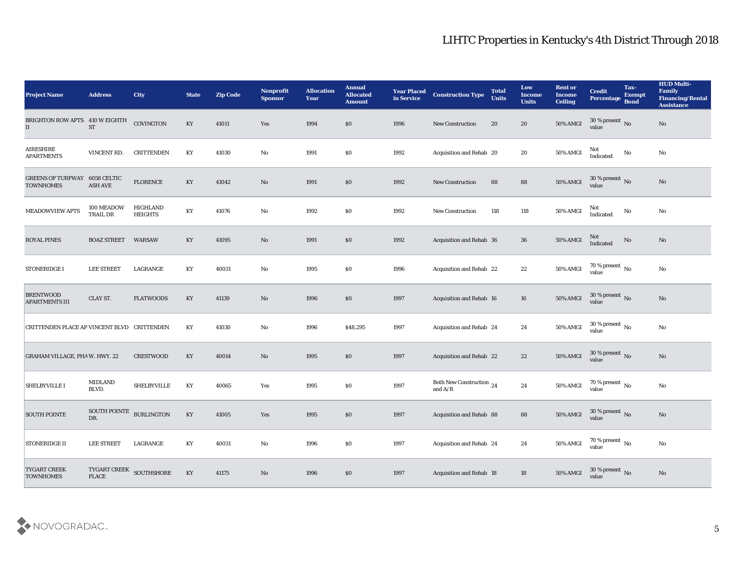# LIHTC Properties in Kentucky's 4th District Through 2018

| Project Name | Address | City | State | Zip Code | Nonprofit Sponsor | Allocation Year | Annual Allocated Amount | Year Placed in Service | Construction Type | Total Units | Low Income Units | Rent or Income Ceiling | Credit Percentage | Tax-Exempt Bond | HUD Multi-Family Financing/Rental Assistance |
|---|---|---|---|---|---|---|---|---|---|---|---|---|---|---|---|
| BRIGHTON ROW APTS II | 410 W EIGHTH ST | COVINGTON | KY | 41011 | Yes | 1994 | $0 | 1996 | New Construction | 20 | 20 | 50% AMGI | 30 % present value | No | No |
| AIRESHIRE APARTMENTS | VINCENT RD. | CRITTENDEN | KY | 41030 | No | 1991 | $0 | 1992 | Acquisition and Rehab | 20 | 20 | 50% AMGI | Not Indicated | No | No |
| GREENS OF TURFWAY TOWNHOMES | 6058 CELTIC ASH AVE | FLORENCE | KY | 41042 | No | 1991 | $0 | 1992 | New Construction | 88 | 88 | 50% AMGI | 30 % present value | No | No |
| MEADOWVIEW APTS | 100 MEADOW TRAIL DR | HIGHLAND HEIGHTS | KY | 41076 | No | 1992 | $0 | 1992 | New Construction | 118 | 118 | 50% AMGI | Not Indicated | No | No |
| ROYAL PINES | BOAZ STREET | WARSAW | KY | 41095 | No | 1991 | $0 | 1992 | Acquisition and Rehab | 36 | 36 | 50% AMGI | Not Indicated | No | No |
| STONERIDGE I | LEE STREET | LAGRANGE | KY | 40031 | No | 1995 | $0 | 1996 | Acquisition and Rehab | 22 | 22 | 50% AMGI | 70 % present value | No | No |
| BRENTWOOD APARTMENTS III | CLAY ST. | FLATWOODS | KY | 41139 | No | 1996 | $0 | 1997 | Acquisition and Rehab | 16 | 16 | 50% AMGI | 30 % present value | No | No |
| CRITTENDEN PLACE AP | VINCENT BLVD | CRITTENDEN | KY | 41030 | No | 1996 | $48,295 | 1997 | Acquisition and Rehab | 24 | 24 | 50% AMGI | 30 % present value | No | No |
| GRAHAM VILLAGE, PHA | W. HWY. 22 | CRESTWOOD | KY | 40014 | No | 1995 | $0 | 1997 | Acquisition and Rehab | 22 | 22 | 50% AMGI | 30 % present value | No | No |
| SHELBYVILLE I | MIDLAND BLVD. | SHELBYVILLE | KY | 40065 | Yes | 1995 | $0 | 1997 | Both New Construction and A/R | 24 | 24 | 50% AMGI | 70 % present value | No | No |
| SOUTH POINTE | SOUTH POINTE DR. | BURLINGTON | KY | 41005 | Yes | 1995 | $0 | 1997 | Acquisition and Rehab | 88 | 88 | 50% AMGI | 30 % present value | No | No |
| STONERIDGE II | LEE STREET | LAGRANGE | KY | 40031 | No | 1996 | $0 | 1997 | Acquisition and Rehab | 24 | 24 | 50% AMGI | 70 % present value | No | No |
| TYGART CREEK TOWNHOMES | TYGART CREEK PLACE | SOUTHSHORE | KY | 41175 | No | 1996 | $0 | 1997 | Acquisition and Rehab | 18 | 18 | 50% AMGI | 30 % present value | No | No |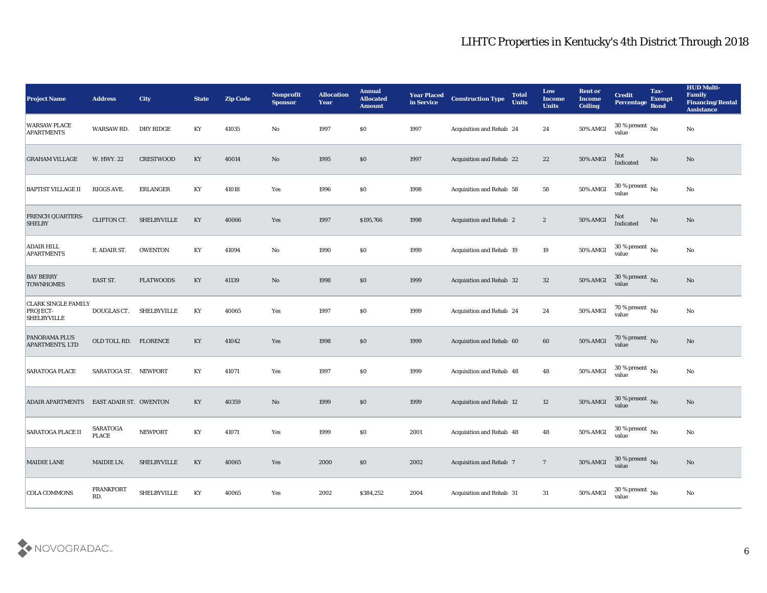# LIHTC Properties in Kentucky's 4th District Through 2018

| Project Name | Address | City | State | Zip Code | Nonprofit Sponsor | Allocation Year | Annual Allocated Amount | Year Placed in Service | Construction Type | Total Units | Low Income Units | Rent or Income Ceiling | Credit Percentage | Tax-Exempt Bond | HUD Multi-Family Financing/Rental Assistance |
|---|---|---|---|---|---|---|---|---|---|---|---|---|---|---|---|
| WARSAW PLACE APARTMENTS | WARSAW RD. | DRY RIDGE | KY | 41035 | No | 1997 | $0 | 1997 | Acquisition and Rehab | 24 | 24 | 50% AMGI | 30 % present value | No | No |
| GRAHAM VILLAGE | W. HWY. 22 | CRESTWOOD | KY | 40014 | No | 1995 | $0 | 1997 | Acquisition and Rehab | 22 | 22 | 50% AMGI | Not Indicated | No | No |
| BAPTIST VILLAGE II | RIGGS AVE. | ERLANGER | KY | 41018 | Yes | 1996 | $0 | 1998 | Acquisition and Rehab | 58 | 58 | 50% AMGI | 30 % present value | No | No |
| FRENCH QUARTERS-SHELBY | CLIFTON CT. | SHELBYVILLE | KY | 40066 | Yes | 1997 | $195,766 | 1998 | Acquisition and Rehab | 2 | 2 | 50% AMGI | Not Indicated | No | No |
| ADAIR HILL APARTMENTS | E. ADAIR ST. | OWENTON | KY | 41094 | No | 1990 | $0 | 1999 | Acquisition and Rehab | 19 | 19 | 50% AMGI | 30 % present value | No | No |
| BAY BERRY TOWNHOMES | EAST ST. | FLATWOODS | KY | 41139 | No | 1998 | $0 | 1999 | Acquisition and Rehab | 32 | 32 | 50% AMGI | 30 % present value | No | No |
| CLARK SINGLE FAMILY PROJECT-SHELBYVILLE | DOUGLAS CT. | SHELBYVILLE | KY | 40065 | Yes | 1997 | $0 | 1999 | Acquisition and Rehab | 24 | 24 | 50% AMGI | 70 % present value | No | No |
| PANORAMA PLUS APARTMENTS, LTD | OLD TOLL RD. | FLORENCE | KY | 41042 | Yes | 1998 | $0 | 1999 | Acquisition and Rehab | 60 | 60 | 50% AMGI | 70 % present value | No | No |
| SARATOGA PLACE | SARATOGA ST. | NEWPORT | KY | 41071 | Yes | 1997 | $0 | 1999 | Acquisition and Rehab | 48 | 48 | 50% AMGI | 30 % present value | No | No |
| ADAIR APARTMENTS | EAST ADAIR ST. | OWENTON | KY | 40359 | No | 1999 | $0 | 1999 | Acquisition and Rehab | 12 | 12 | 50% AMGI | 30 % present value | No | No |
| SARATOGA PLACE II | SARATOGA PLACE | NEWPORT | KY | 41071 | Yes | 1999 | $0 | 2001 | Acquisition and Rehab | 48 | 48 | 50% AMGI | 30 % present value | No | No |
| MAIDIE LANE | MAIDIE LN. | SHELBYVILLE | KY | 40065 | Yes | 2000 | $0 | 2002 | Acquisition and Rehab | 7 | 7 | 50% AMGI | 30 % present value | No | No |
| COLA COMMONS | FRANKFORT RD. | SHELBYVILLE | KY | 40065 | Yes | 2002 | $384,252 | 2004 | Acquisition and Rehab | 31 | 31 | 50% AMGI | 30 % present value | No | No |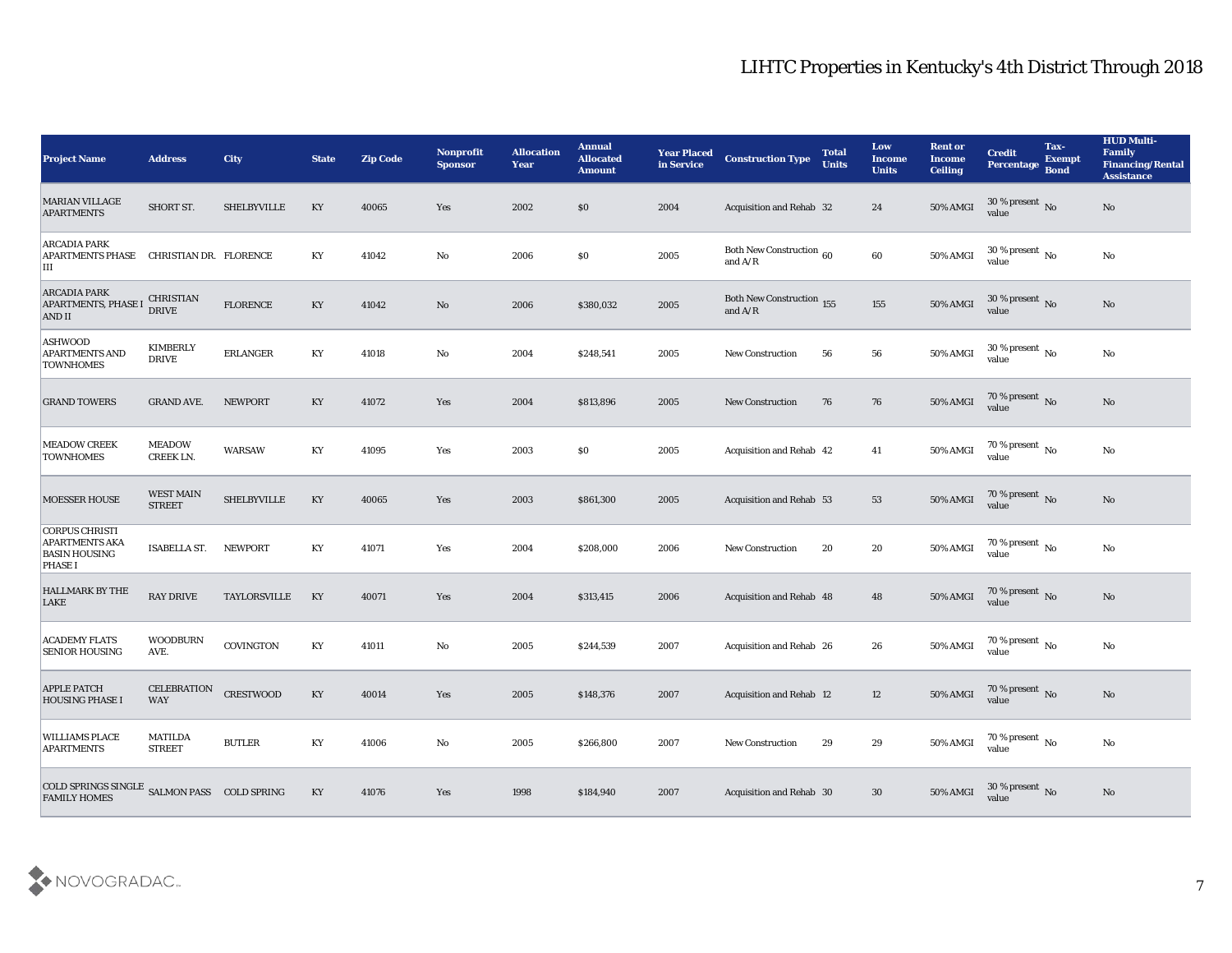# LIHTC Properties in Kentucky's 4th District Through 2018

| Project Name | Address | City | State | Zip Code | Nonprofit Sponsor | Allocation Year | Annual Allocated Amount | Year Placed in Service | Construction Type | Total Units | Low Income Units | Rent or Income Ceiling | Credit Percentage | Tax-Exempt Bond | HUD Multi-Family Financing/Rental Assistance |
|---|---|---|---|---|---|---|---|---|---|---|---|---|---|---|---|
| MARIAN VILLAGE APARTMENTS | SHORT ST. | SHELBYVILLE | KY | 40065 | Yes | 2002 | $0 | 2004 | Acquisition and Rehab | 32 | 24 | 50% AMGI | 30 % present value | No | No |
| ARCADIA PARK APARTMENTS PHASE III | CHRISTIAN DR. | FLORENCE | KY | 41042 | No | 2006 | $0 | 2005 | Both New Construction and A/R | 60 | 60 | 50% AMGI | 30 % present value | No | No |
| ARCADIA PARK APARTMENTS, PHASE I AND II | CHRISTIAN DRIVE | FLORENCE | KY | 41042 | No | 2006 | $380,032 | 2005 | Both New Construction and A/R | 155 | 155 | 50% AMGI | 30 % present value | No | No |
| ASHWOOD APARTMENTS AND TOWNHOMES | KIMBERLY DRIVE | ERLANGER | KY | 41018 | No | 2004 | $248,541 | 2005 | New Construction | 56 | 56 | 50% AMGI | 30 % present value | No | No |
| GRAND TOWERS | GRAND AVE. | NEWPORT | KY | 41072 | Yes | 2004 | $813,896 | 2005 | New Construction | 76 | 76 | 50% AMGI | 70 % present value | No | No |
| MEADOW CREEK TOWNHOMES | MEADOW CREEK LN. | WARSAW | KY | 41095 | Yes | 2003 | $0 | 2005 | Acquisition and Rehab | 42 | 41 | 50% AMGI | 70 % present value | No | No |
| MOESSER HOUSE | WEST MAIN STREET | SHELBYVILLE | KY | 40065 | Yes | 2003 | $861,300 | 2005 | Acquisition and Rehab | 53 | 53 | 50% AMGI | 70 % present value | No | No |
| CORPUS CHRISTI APARTMENTS AKA BASIN HOUSING PHASE I | ISABELLA ST. | NEWPORT | KY | 41071 | Yes | 2004 | $208,000 | 2006 | New Construction | 20 | 20 | 50% AMGI | 70 % present value | No | No |
| HALLMARK BY THE LAKE | RAY DRIVE | TAYLORSVILLE | KY | 40071 | Yes | 2004 | $313,415 | 2006 | Acquisition and Rehab | 48 | 48 | 50% AMGI | 70 % present value | No | No |
| ACADEMY FLATS SENIOR HOUSING | WOODBURN AVE. | COVINGTON | KY | 41011 | No | 2005 | $244,539 | 2007 | Acquisition and Rehab | 26 | 26 | 50% AMGI | 70 % present value | No | No |
| APPLE PATCH HOUSING PHASE I | CELEBRATION WAY | CRESTWOOD | KY | 40014 | Yes | 2005 | $148,376 | 2007 | Acquisition and Rehab | 12 | 12 | 50% AMGI | 70 % present value | No | No |
| WILLIAMS PLACE APARTMENTS | MATILDA STREET | BUTLER | KY | 41006 | No | 2005 | $266,800 | 2007 | New Construction | 29 | 29 | 50% AMGI | 70 % present value | No | No |
| COLD SPRINGS SINGLE FAMILY HOMES | SALMON PASS | COLD SPRING | KY | 41076 | Yes | 1998 | $184,940 | 2007 | Acquisition and Rehab | 30 | 30 | 50% AMGI | 30 % present value | No | No |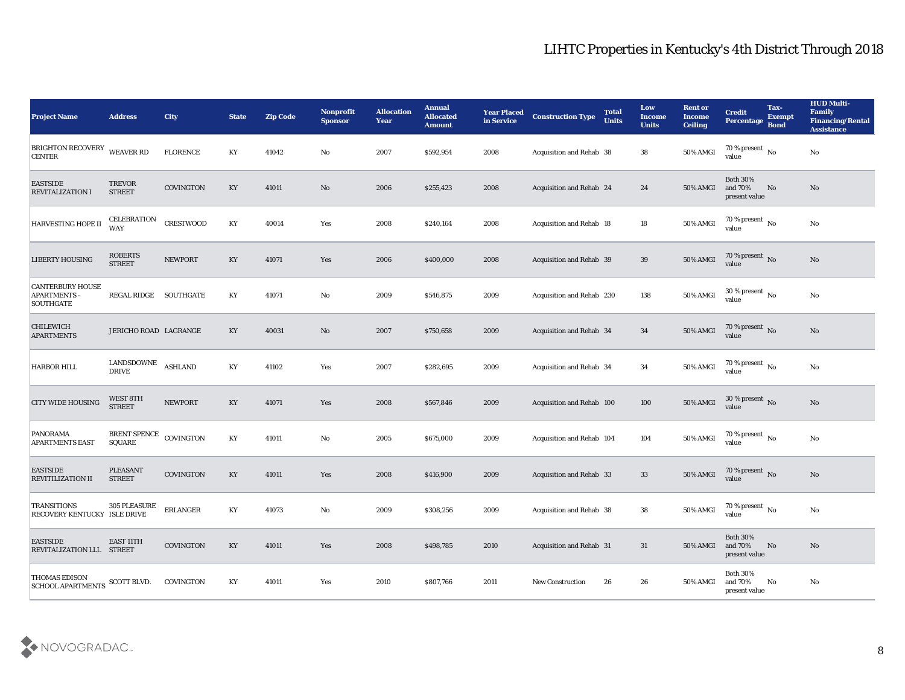# LIHTC Properties in Kentucky's 4th District Through 2018

| Project Name | Address | City | State | Zip Code | Nonprofit Sponsor | Allocation Year | Annual Allocated Amount | Year Placed in Service | Construction Type | Total Units | Low Income Units | Rent or Income Ceiling | Credit Percentage | Tax-Exempt Bond | HUD Multi-Family Financing/Rental Assistance |
|---|---|---|---|---|---|---|---|---|---|---|---|---|---|---|---|
| BRIGHTON RECOVERY CENTER | WEAVER RD | FLORENCE | KY | 41042 | No | 2007 | $592,954 | 2008 | Acquisition and Rehab | 38 | 38 | 50% AMGI | 70 % present value | No | No |
| EASTSIDE REVITALIZATION I | TREVOR STREET | COVINGTON | KY | 41011 | No | 2006 | $255,423 | 2008 | Acquisition and Rehab | 24 | 24 | 50% AMGI | Both 30% and 70% present value | No | No |
| HARVESTING HOPE II | CELEBRATION WAY | CRESTWOOD | KY | 40014 | Yes | 2008 | $240,164 | 2008 | Acquisition and Rehab | 18 | 18 | 50% AMGI | 70 % present value | No | No |
| LIBERTY HOUSING | ROBERTS STREET | NEWPORT | KY | 41071 | Yes | 2006 | $400,000 | 2008 | Acquisition and Rehab | 39 | 39 | 50% AMGI | 70 % present value | No | No |
| CANTERBURY HOUSE APARTMENTS - SOUTHGATE | REGAL RIDGE | SOUTHGATE | KY | 41071 | No | 2009 | $546,875 | 2009 | Acquisition and Rehab | 230 | 138 | 50% AMGI | 30 % present value | No | No |
| CHILEWICH APARTMENTS | JERICHO ROAD | LAGRANGE | KY | 40031 | No | 2007 | $750,658 | 2009 | Acquisition and Rehab | 34 | 34 | 50% AMGI | 70 % present value | No | No |
| HARBOR HILL | LANDSDOWNE DRIVE | ASHLAND | KY | 41102 | Yes | 2007 | $282,695 | 2009 | Acquisition and Rehab | 34 | 34 | 50% AMGI | 70 % present value | No | No |
| CITY WIDE HOUSING | WEST 8TH STREET | NEWPORT | KY | 41071 | Yes | 2008 | $567,846 | 2009 | Acquisition and Rehab | 100 | 100 | 50% AMGI | 30 % present value | No | No |
| PANORAMA APARTMENTS EAST | BRENT SPENCE SQUARE | COVINGTON | KY | 41011 | No | 2005 | $675,000 | 2009 | Acquisition and Rehab | 104 | 104 | 50% AMGI | 70 % present value | No | No |
| EASTSIDE REVITILIZATION II | PLEASANT STREET | COVINGTON | KY | 41011 | Yes | 2008 | $416,900 | 2009 | Acquisition and Rehab | 33 | 33 | 50% AMGI | 70 % present value | No | No |
| TRANSITIONS RECOVERY KENTUCKY | 305 PLEASURE ISLE DRIVE | ERLANGER | KY | 41073 | No | 2009 | $308,256 | 2009 | Acquisition and Rehab | 38 | 38 | 50% AMGI | 70 % present value | No | No |
| EASTSIDE REVITALIZATION LLL | EAST 11TH STREET | COVINGTON | KY | 41011 | Yes | 2008 | $498,785 | 2010 | Acquisition and Rehab | 31 | 31 | 50% AMGI | Both 30% and 70% present value | No | No |
| THOMAS EDISON SCHOOL APARTMENTS | SCOTT BLVD. | COVINGTON | KY | 41011 | Yes | 2010 | $807,766 | 2011 | New Construction | 26 | 26 | 50% AMGI | Both 30% and 70% present value | No | No |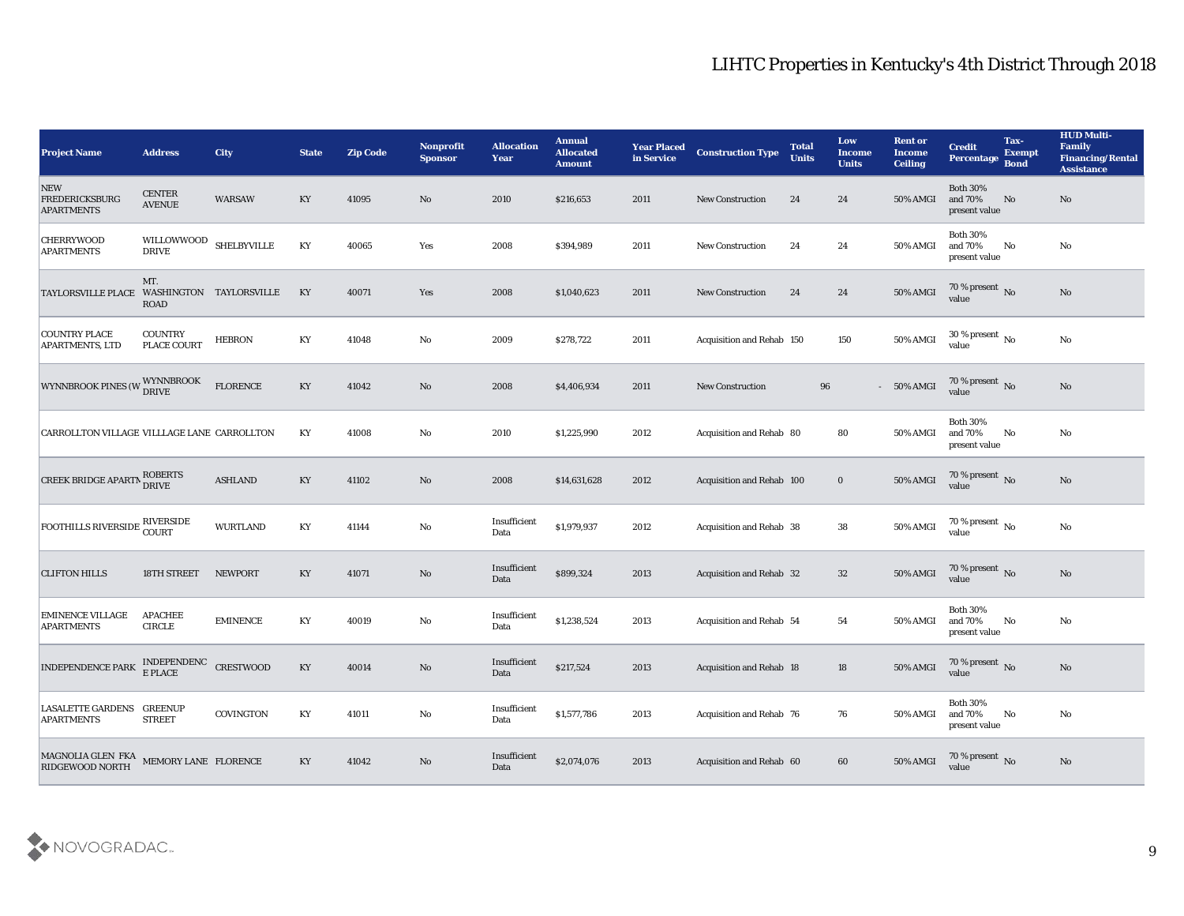# LIHTC Properties in Kentucky's 4th District Through 2018

| Project Name | Address | City | State | Zip Code | Nonprofit Sponsor | Allocation Year | Annual Allocated Amount | Year Placed in Service | Construction Type | Total Units | Low Income Units | Rent or Income Ceiling | Credit Percentage | Tax-Exempt Bond | HUD Multi-Family Financing/Rental Assistance |
|---|---|---|---|---|---|---|---|---|---|---|---|---|---|---|---|
| NEW FREDERICKSBURG APARTMENTS | CENTER AVENUE | WARSAW | KY | 41095 | No | 2010 | $216,653 | 2011 | New Construction | 24 | 24 | 50% AMGI | Both 30% and 70% present value | No | No |
| CHERRYWOOD APARTMENTS | WILLOWWOOD DRIVE | SHELBYVILLE | KY | 40065 | Yes | 2008 | $394,989 | 2011 | New Construction | 24 | 24 | 50% AMGI | Both 30% and 70% present value | No | No |
| TAYLORSVILLE PLACE | MT. WASHINGTON ROAD | TAYLORSVILLE | KY | 40071 | Yes | 2008 | $1,040,623 | 2011 | New Construction | 24 | 24 | 50% AMGI | 70 % present value | No | No |
| COUNTRY PLACE APARTMENTS, LTD | COUNTRY PLACE COURT | HEBRON | KY | 41048 | No | 2009 | $278,722 | 2011 | Acquisition and Rehab | 150 | 150 | 50% AMGI | 30 % present value | No | No |
| WYNNBROOK PINES (W | WYNNBROOK DRIVE | FLORENCE | KY | 41042 | No | 2008 | $4,406,934 | 2011 | New Construction | 96 | - | 50% AMGI | 70 % present value | No | No |
| CARROLLTON VILLAGE | VILLLAGE LANE | CARROLLTON | KY | 41008 | No | 2010 | $1,225,990 | 2012 | Acquisition and Rehab | 80 | 80 | 50% AMGI | Both 30% and 70% present value | No | No |
| CREEK BRIDGE APARTM | ROBERTS DRIVE | ASHLAND | KY | 41102 | No | 2008 | $14,631,628 | 2012 | Acquisition and Rehab | 100 | 0 | 50% AMGI | 70 % present value | No | No |
| FOOTHILLS RIVERSIDE | RIVERSIDE COURT | WURTLAND | KY | 41144 | No | Insufficient Data | $1,979,937 | 2012 | Acquisition and Rehab | 38 | 38 | 50% AMGI | 70 % present value | No | No |
| CLIFTON HILLS | 18TH STREET | NEWPORT | KY | 41071 | No | Insufficient Data | $899,324 | 2013 | Acquisition and Rehab | 32 | 32 | 50% AMGI | 70 % present value | No | No |
| EMINENCE VILLAGE APARTMENTS | APACHEE CIRCLE | EMINENCE | KY | 40019 | No | Insufficient Data | $1,238,524 | 2013 | Acquisition and Rehab | 54 | 54 | 50% AMGI | Both 30% and 70% present value | No | No |
| INDEPENDENCE PARK | INDEPENDENCE PLACE | CRESTWOOD | KY | 40014 | No | Insufficient Data | $217,524 | 2013 | Acquisition and Rehab | 18 | 18 | 50% AMGI | 70 % present value | No | No |
| LASALETTE GARDENS APARTMENTS | GREENUP STREET | COVINGTON | KY | 41011 | No | Insufficient Data | $1,577,786 | 2013 | Acquisition and Rehab | 76 | 76 | 50% AMGI | Both 30% and 70% present value | No | No |
| MAGNOLIA GLEN FKA RIDGEWOOD NORTH | MEMORY LANE | FLORENCE | KY | 41042 | No | Insufficient Data | $2,074,076 | 2013 | Acquisition and Rehab | 60 | 60 | 50% AMGI | 70 % present value | No | No |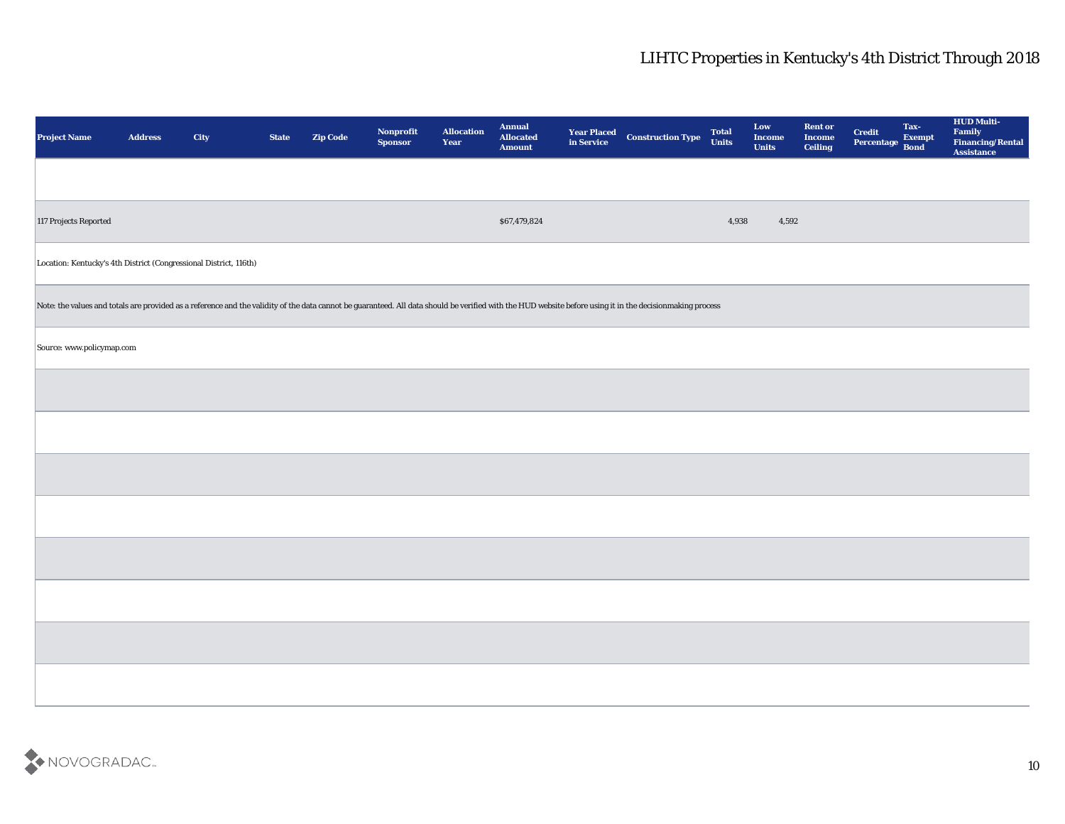| Project Name | Address | City | State | Zip Code | Nonprofit Sponsor | Allocation Year | Annual Allocated Amount | Year Placed in Service | Construction Type | Total Units | Low Income Units | Rent or Income Ceiling | Credit Percentage | Tax-Exempt Bond | HUD Multi-Family Financing/Rental Assistance |
|---|---|---|---|---|---|---|---|---|---|---|---|---|---|---|---|
| 117 Projects Reported | | | | | | | $67,479,824 | | | 4,938 | 4,592 | | | | |

Location: Kentucky's 4th District (Congressional District, 116th)

Note: the values and totals are provided as a reference and the validity of the data cannot be guaranteed. All data should be verified with the HUD website before using it in the decisionmaking process

Source: www.policymap.com